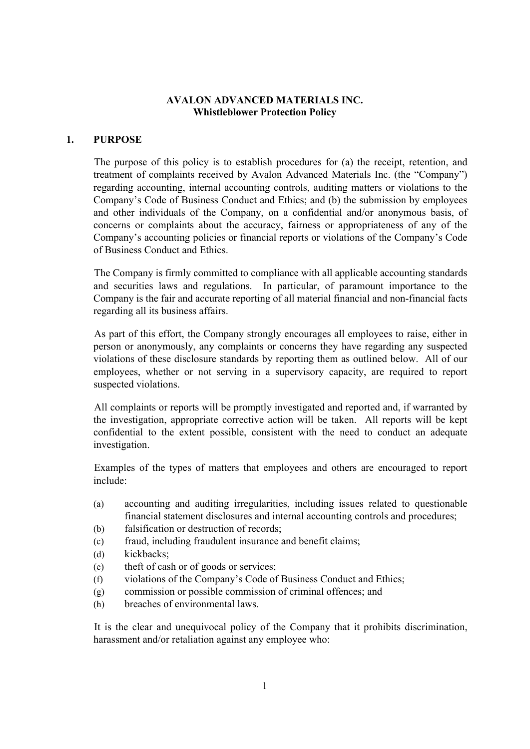**AVALON ADVANCED MATERIALS INC.**
**Whistleblower Protection Policy**

## 1. PURPOSE

The purpose of this policy is to establish procedures for (a) the receipt, retention, and treatment of complaints received by Avalon Advanced Materials Inc. (the "Company") regarding accounting, internal accounting controls, auditing matters or violations to the Company's Code of Business Conduct and Ethics; and (b) the submission by employees and other individuals of the Company, on a confidential and/or anonymous basis, of concerns or complaints about the accuracy, fairness or appropriateness of any of the Company's accounting policies or financial reports or violations of the Company's Code of Business Conduct and Ethics.

The Company is firmly committed to compliance with all applicable accounting standards and securities laws and regulations. In particular, of paramount importance to the Company is the fair and accurate reporting of all material financial and non-financial facts regarding all its business affairs.

As part of this effort, the Company strongly encourages all employees to raise, either in person or anonymously, any complaints or concerns they have regarding any suspected violations of these disclosure standards by reporting them as outlined below. All of our employees, whether or not serving in a supervisory capacity, are required to report suspected violations.

All complaints or reports will be promptly investigated and reported and, if warranted by the investigation, appropriate corrective action will be taken. All reports will be kept confidential to the extent possible, consistent with the need to conduct an adequate investigation.

Examples of the types of matters that employees and others are encouraged to report include:

(a) accounting and auditing irregularities, including issues related to questionable financial statement disclosures and internal accounting controls and procedures;
(b) falsification or destruction of records;
(c) fraud, including fraudulent insurance and benefit claims;
(d) kickbacks;
(e) theft of cash or of goods or services;
(f) violations of the Company's Code of Business Conduct and Ethics;
(g) commission or possible commission of criminal offences; and
(h) breaches of environmental laws.

It is the clear and unequivocal policy of the Company that it prohibits discrimination, harassment and/or retaliation against any employee who: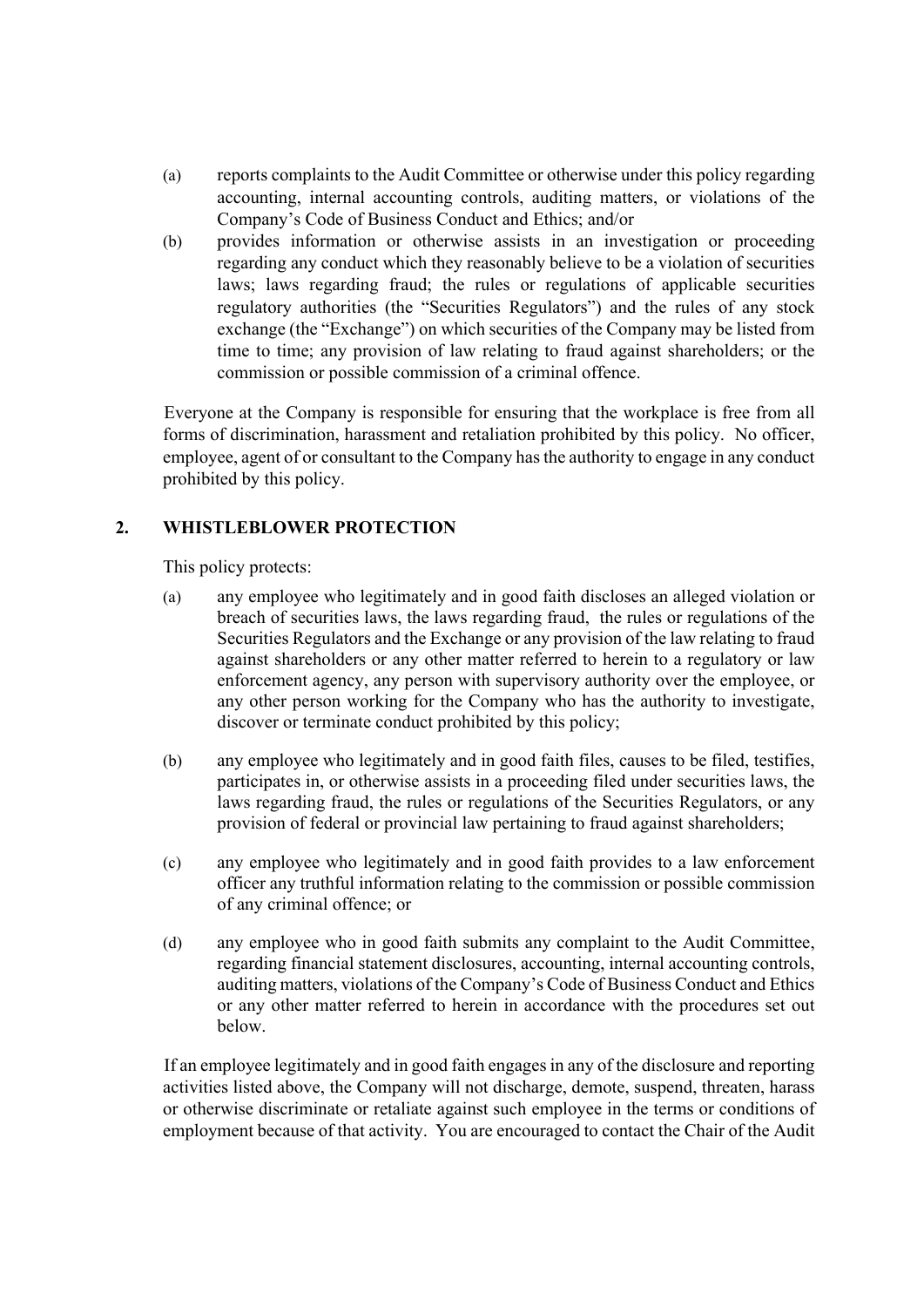(a) reports complaints to the Audit Committee or otherwise under this policy regarding accounting, internal accounting controls, auditing matters, or violations of the Company's Code of Business Conduct and Ethics; and/or

(b) provides information or otherwise assists in an investigation or proceeding regarding any conduct which they reasonably believe to be a violation of securities laws; laws regarding fraud; the rules or regulations of applicable securities regulatory authorities (the "Securities Regulators") and the rules of any stock exchange (the "Exchange") on which securities of the Company may be listed from time to time; any provision of law relating to fraud against shareholders; or the commission or possible commission of a criminal offence.

Everyone at the Company is responsible for ensuring that the workplace is free from all forms of discrimination, harassment and retaliation prohibited by this policy. No officer, employee, agent of or consultant to the Company has the authority to engage in any conduct prohibited by this policy.

## 2. WHISTLEBLOWER PROTECTION

This policy protects:

(a) any employee who legitimately and in good faith discloses an alleged violation or breach of securities laws, the laws regarding fraud, the rules or regulations of the Securities Regulators and the Exchange or any provision of the law relating to fraud against shareholders or any other matter referred to herein to a regulatory or law enforcement agency, any person with supervisory authority over the employee, or any other person working for the Company who has the authority to investigate, discover or terminate conduct prohibited by this policy;

(b) any employee who legitimately and in good faith files, causes to be filed, testifies, participates in, or otherwise assists in a proceeding filed under securities laws, the laws regarding fraud, the rules or regulations of the Securities Regulators, or any provision of federal or provincial law pertaining to fraud against shareholders;

(c) any employee who legitimately and in good faith provides to a law enforcement officer any truthful information relating to the commission or possible commission of any criminal offence; or

(d) any employee who in good faith submits any complaint to the Audit Committee, regarding financial statement disclosures, accounting, internal accounting controls, auditing matters, violations of the Company's Code of Business Conduct and Ethics or any other matter referred to herein in accordance with the procedures set out below.

If an employee legitimately and in good faith engages in any of the disclosure and reporting activities listed above, the Company will not discharge, demote, suspend, threaten, harass or otherwise discriminate or retaliate against such employee in the terms or conditions of employment because of that activity. You are encouraged to contact the Chair of the Audit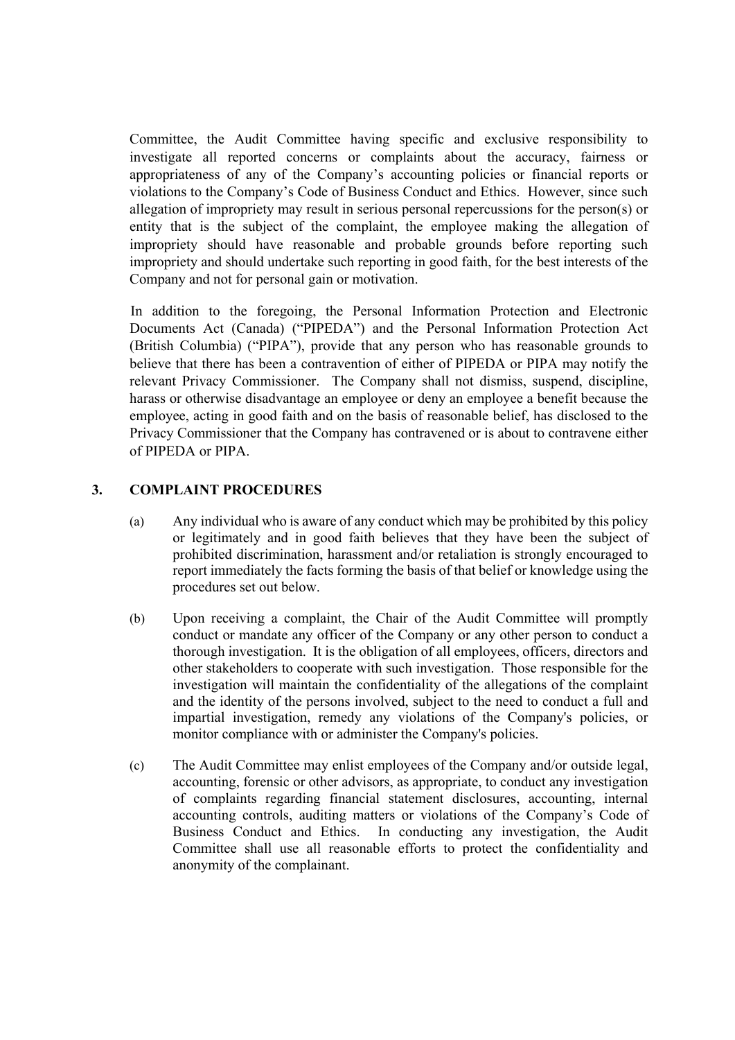Committee, the Audit Committee having specific and exclusive responsibility to investigate all reported concerns or complaints about the accuracy, fairness or appropriateness of any of the Company's accounting policies or financial reports or violations to the Company's Code of Business Conduct and Ethics. However, since such allegation of impropriety may result in serious personal repercussions for the person(s) or entity that is the subject of the complaint, the employee making the allegation of impropriety should have reasonable and probable grounds before reporting such impropriety and should undertake such reporting in good faith, for the best interests of the Company and not for personal gain or motivation.

In addition to the foregoing, the Personal Information Protection and Electronic Documents Act (Canada) ("PIPEDA") and the Personal Information Protection Act (British Columbia) ("PIPA"), provide that any person who has reasonable grounds to believe that there has been a contravention of either of PIPEDA or PIPA may notify the relevant Privacy Commissioner. The Company shall not dismiss, suspend, discipline, harass or otherwise disadvantage an employee or deny an employee a benefit because the employee, acting in good faith and on the basis of reasonable belief, has disclosed to the Privacy Commissioner that the Company has contravened or is about to contravene either of PIPEDA or PIPA.

## 3. COMPLAINT PROCEDURES

(a) Any individual who is aware of any conduct which may be prohibited by this policy or legitimately and in good faith believes that they have been the subject of prohibited discrimination, harassment and/or retaliation is strongly encouraged to report immediately the facts forming the basis of that belief or knowledge using the procedures set out below.

(b) Upon receiving a complaint, the Chair of the Audit Committee will promptly conduct or mandate any officer of the Company or any other person to conduct a thorough investigation. It is the obligation of all employees, officers, directors and other stakeholders to cooperate with such investigation. Those responsible for the investigation will maintain the confidentiality of the allegations of the complaint and the identity of the persons involved, subject to the need to conduct a full and impartial investigation, remedy any violations of the Company's policies, or monitor compliance with or administer the Company's policies.

(c) The Audit Committee may enlist employees of the Company and/or outside legal, accounting, forensic or other advisors, as appropriate, to conduct any investigation of complaints regarding financial statement disclosures, accounting, internal accounting controls, auditing matters or violations of the Company's Code of Business Conduct and Ethics. In conducting any investigation, the Audit Committee shall use all reasonable efforts to protect the confidentiality and anonymity of the complainant.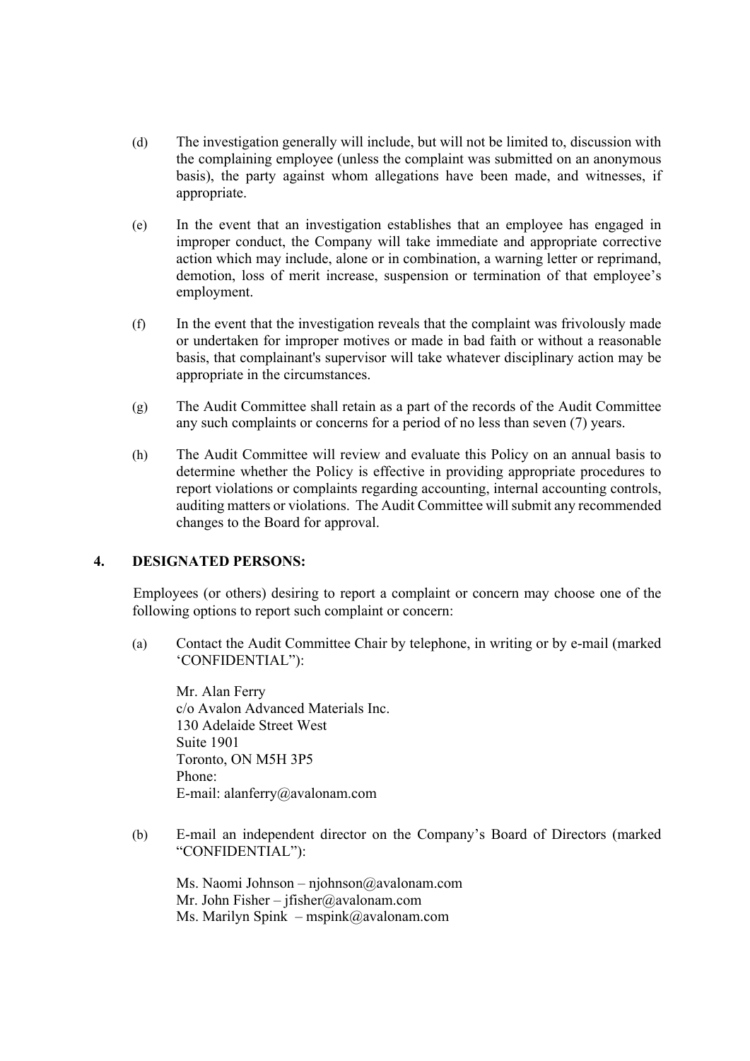(d) The investigation generally will include, but will not be limited to, discussion with the complaining employee (unless the complaint was submitted on an anonymous basis), the party against whom allegations have been made, and witnesses, if appropriate.

(e) In the event that an investigation establishes that an employee has engaged in improper conduct, the Company will take immediate and appropriate corrective action which may include, alone or in combination, a warning letter or reprimand, demotion, loss of merit increase, suspension or termination of that employee's employment.

(f) In the event that the investigation reveals that the complaint was frivolously made or undertaken for improper motives or made in bad faith or without a reasonable basis, that complainant's supervisor will take whatever disciplinary action may be appropriate in the circumstances.

(g) The Audit Committee shall retain as a part of the records of the Audit Committee any such complaints or concerns for a period of no less than seven (7) years.

(h) The Audit Committee will review and evaluate this Policy on an annual basis to determine whether the Policy is effective in providing appropriate procedures to report violations or complaints regarding accounting, internal accounting controls, auditing matters or violations. The Audit Committee will submit any recommended changes to the Board for approval.

## 4. DESIGNATED PERSONS:

Employees (or others) desiring to report a complaint or concern may choose one of the following options to report such complaint or concern:

(a) Contact the Audit Committee Chair by telephone, in writing or by e-mail (marked 'CONFIDENTIAL"):

Mr. Alan Ferry  
c/o Avalon Advanced Materials Inc.  
130 Adelaide Street West  
Suite 1901  
Toronto, ON M5H 3P5  
Phone:  
E-mail: alanferry@avalonam.com

(b) E-mail an independent director on the Company's Board of Directors (marked "CONFIDENTIAL"):

Ms. Naomi Johnson – njohnson@avalonam.com  
Mr. John Fisher – jfisher@avalonam.com  
Ms. Marilyn Spink – mspink@avalonam.com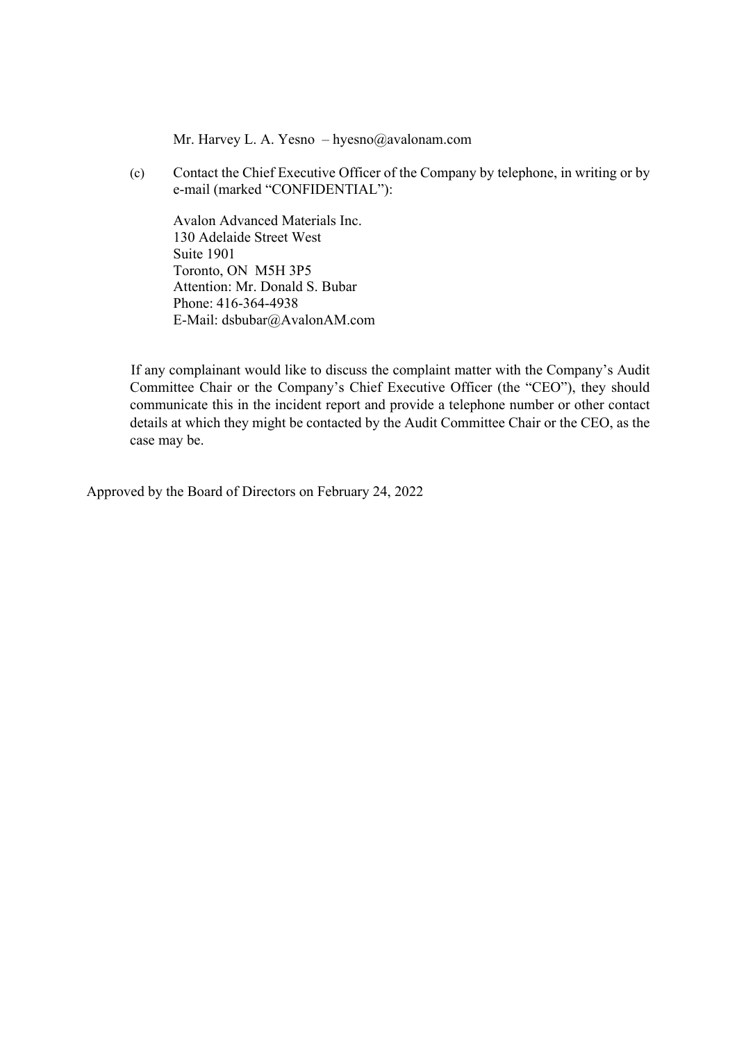Mr. Harvey L. A. Yesno – hyesno@avalonam.com

(c) Contact the Chief Executive Officer of the Company by telephone, in writing or by e-mail (marked "CONFIDENTIAL"):

Avalon Advanced Materials Inc.
130 Adelaide Street West
Suite 1901
Toronto, ON M5H 3P5
Attention: Mr. Donald S. Bubar
Phone: 416-364-4938
E-Mail: dsbubar@AvalonAM.com

If any complainant would like to discuss the complaint matter with the Company's Audit Committee Chair or the Company's Chief Executive Officer (the "CEO"), they should communicate this in the incident report and provide a telephone number or other contact details at which they might be contacted by the Audit Committee Chair or the CEO, as the case may be.

Approved by the Board of Directors on February 24, 2022